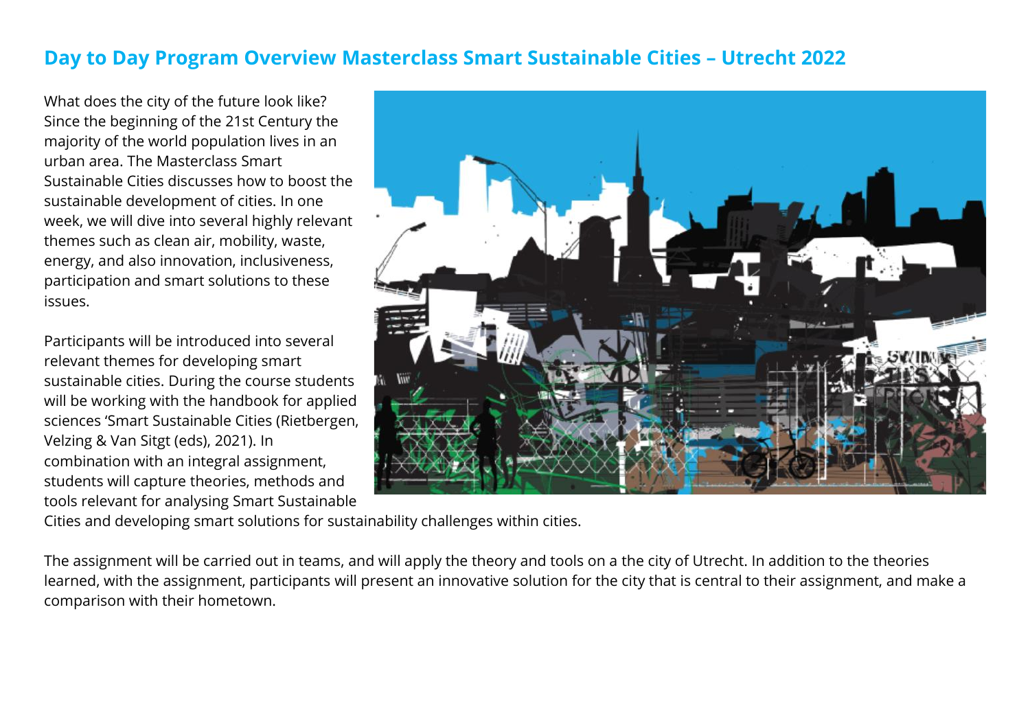# Day to Day Program Overview Masterclass Smart Sustainable Cities – Utrecht 2022

What does the city of the future look like? Since the beginning of the 21st Century the majority of the world population lives in an urban area. The Masterclass Smart Sustainable Cities discusses how to boost the sustainable development of cities. In one week, we will dive into several highly relevant themes such as clean air, mobility, waste, energy, and also innovation, inclusiveness, participation and smart solutions to these issues.

Participants will be introduced into several relevant themes for developing smart sustainable cities. During the course students will be working with the handbook for applied sciences 'Smart Sustainable Cities (Rietbergen, Velzing & Van Sitgt (eds), 2021). In combination with an integral assignment, students will capture theories, methods and tools relevant for analysing Smart Sustainable Cities and developing smart solutions for sustainability challenges within cities.

The assignment will be carried out in teams, and will apply the theory and tools on a the city of Utrecht. In addition to the theories learned, with the assignment, participants will present an innovative solution for the city that is central to their assignment, and make a comparison with their hometown.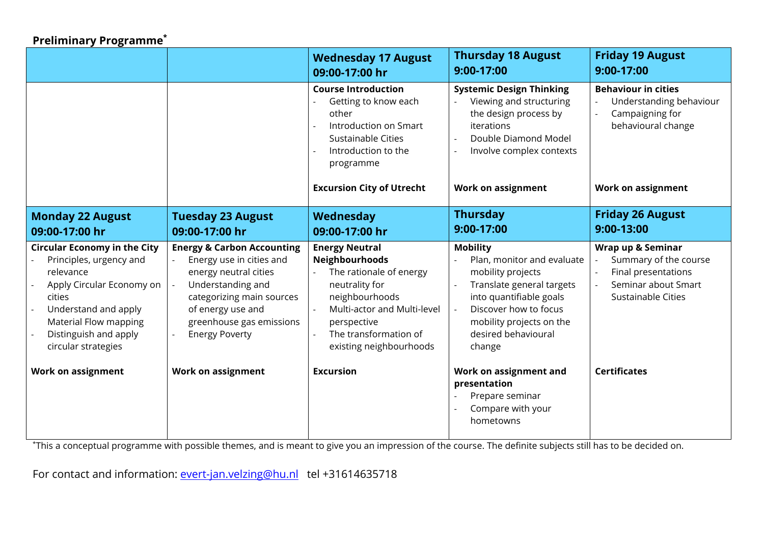**Preliminary Programme***

| | | Wednesday 17 August<br>09:00-17:00 hr | Thursday 18 August<br>9:00-17:00 | Friday 19 August<br>9:00-17:00 |
|---|---|---|---|---|
| | | **Course Introduction**<br>- Getting to know each other<br>- Introduction on Smart Sustainable Cities<br>- Introduction to the programme<br><br>**Excursion City of Utrecht** | **Systemic Design Thinking**<br>- Viewing and structuring the design process by iterations<br>- Double Diamond Model<br>- Involve complex contexts<br><br>**Work on assignment** | **Behaviour in cities**<br>- Understanding behaviour<br>- Campaigning for behavioural change<br><br>**Work on assignment** |
| **Monday 22 August<br>09:00-17:00 hr** | **Tuesday 23 August<br>09:00-17:00 hr** | **Wednesday<br>09:00-17:00 hr** | **Thursday<br>9:00-17:00** | **Friday 26 August<br>9:00-13:00** |
| **Circular Economy in the City**<br>- Principles, urgency and relevance<br>- Apply Circular Economy on cities<br>- Understand and apply Material Flow mapping<br>- Distinguish and apply circular strategies<br><br>**Work on assignment** | **Energy & Carbon Accounting**<br>- Energy use in cities and energy neutral cities<br>- Understanding and categorizing main sources of energy use and greenhouse gas emissions<br>- Energy Poverty<br><br>**Work on assignment** | **Energy Neutral Neighbourhoods**<br>- The rationale of energy neutrality for neighbourhoods<br>- Multi-actor and Multi-level perspective<br>- The transformation of existing neighbourhoods<br><br>**Excursion** | **Mobility**<br>- Plan, monitor and evaluate mobility projects<br>- Translate general targets into quantifiable goals<br>- Discover how to focus mobility projects on the desired behavioural change<br><br>**Work on assignment and presentation**<br>- Prepare seminar<br>- Compare with your hometowns | **Wrap up & Seminar**<br>- Summary of the course<br>- Final presentations<br>- Seminar about Smart Sustainable Cities<br><br>**Certificates** |

*This a conceptual programme with possible themes, and is meant to give you an impression of the course. The definite subjects still has to be decided on.

For contact and information: evert-jan.velzing@hu.nl tel +31614635718